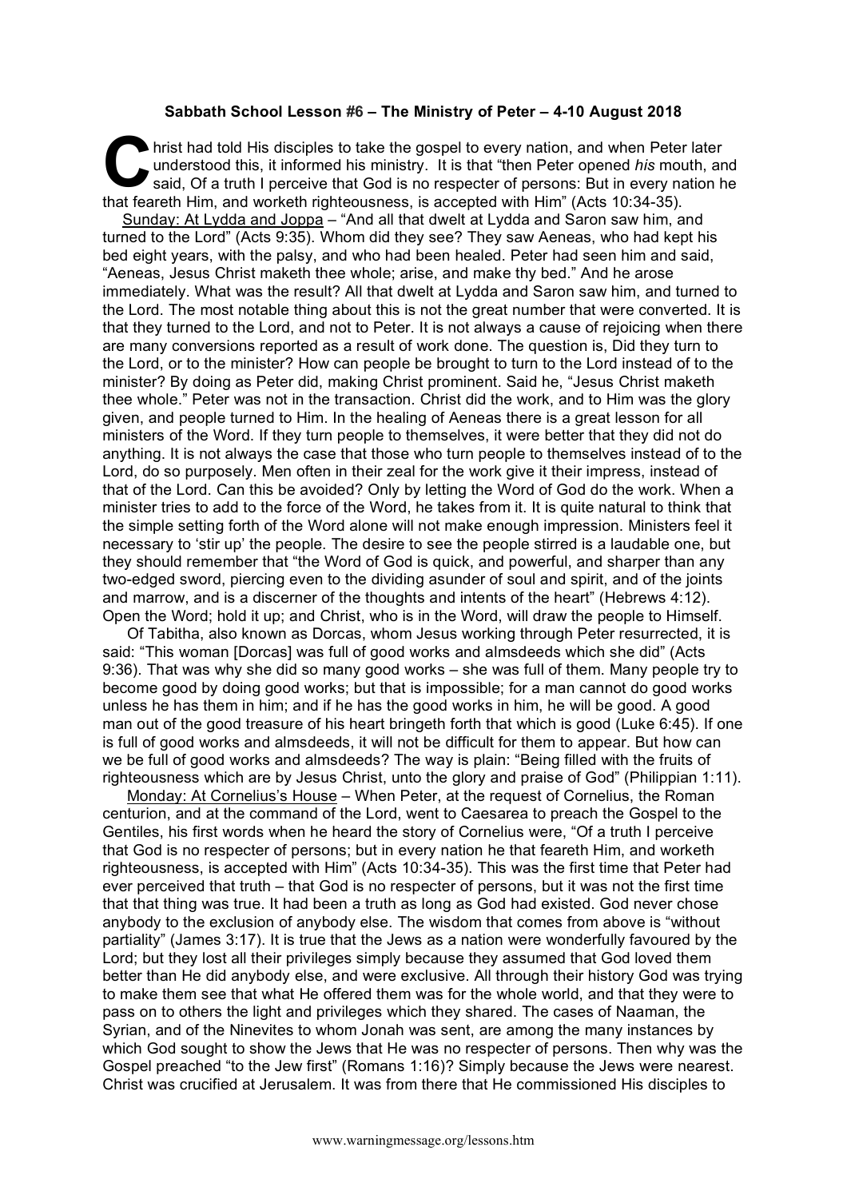**Sabbath School Lesson #6 – The Ministry of Peter – 4-10 August 2018**

Christ had told His disciples to take the gospel to every nation, and when Peter later understood this, it informed his ministry. It is that "then Peter opened *his* mouth, and said, Of a truth I perceive that God is no respecter of persons: But in every nation he that feareth Him, and worketh righteousness, is accepted with Him" (Acts 10:34-35).

Sunday: At Lydda and Joppa – "And all that dwelt at Lydda and Saron saw him, and turned to the Lord" (Acts 9:35). Whom did they see? They saw Aeneas, who had kept his bed eight years, with the palsy, and who had been healed. Peter had seen him and said, "Aeneas, Jesus Christ maketh thee whole; arise, and make thy bed." And he arose immediately. What was the result? All that dwelt at Lydda and Saron saw him, and turned to the Lord. The most notable thing about this is not the great number that were converted. It is that they turned to the Lord, and not to Peter. It is not always a cause of rejoicing when there are many conversions reported as a result of work done. The question is, Did they turn to the Lord, or to the minister? How can people be brought to turn to the Lord instead of to the minister? By doing as Peter did, making Christ prominent. Said he, "Jesus Christ maketh thee whole." Peter was not in the transaction. Christ did the work, and to Him was the glory given, and people turned to Him. In the healing of Aeneas there is a great lesson for all ministers of the Word. If they turn people to themselves, it were better that they did not do anything. It is not always the case that those who turn people to themselves instead of to the Lord, do so purposely. Men often in their zeal for the work give it their impress, instead of that of the Lord. Can this be avoided? Only by letting the Word of God do the work. When a minister tries to add to the force of the Word, he takes from it. It is quite natural to think that the simple setting forth of the Word alone will not make enough impression. Ministers feel it necessary to 'stir up' the people. The desire to see the people stirred is a laudable one, but they should remember that "the Word of God is quick, and powerful, and sharper than any two-edged sword, piercing even to the dividing asunder of soul and spirit, and of the joints and marrow, and is a discerner of the thoughts and intents of the heart" (Hebrews 4:12). Open the Word; hold it up; and Christ, who is in the Word, will draw the people to Himself.

Of Tabitha, also known as Dorcas, whom Jesus working through Peter resurrected, it is said: "This woman [Dorcas] was full of good works and almsdeeds which she did" (Acts 9:36). That was why she did so many good works – she was full of them. Many people try to become good by doing good works; but that is impossible; for a man cannot do good works unless he has them in him; and if he has the good works in him, he will be good. A good man out of the good treasure of his heart bringeth forth that which is good (Luke 6:45). If one is full of good works and almsdeeds, it will not be difficult for them to appear. But how can we be full of good works and almsdeeds? The way is plain: "Being filled with the fruits of righteousness which are by Jesus Christ, unto the glory and praise of God" (Philippian 1:11).

Monday: At Cornelius's House – When Peter, at the request of Cornelius, the Roman centurion, and at the command of the Lord, went to Caesarea to preach the Gospel to the Gentiles, his first words when he heard the story of Cornelius were, "Of a truth I perceive that God is no respecter of persons; but in every nation he that feareth Him, and worketh righteousness, is accepted with Him" (Acts 10:34-35). This was the first time that Peter had ever perceived that truth – that God is no respecter of persons, but it was not the first time that that thing was true. It had been a truth as long as God had existed. God never chose anybody to the exclusion of anybody else. The wisdom that comes from above is "without partiality" (James 3:17). It is true that the Jews as a nation were wonderfully favoured by the Lord; but they lost all their privileges simply because they assumed that God loved them better than He did anybody else, and were exclusive. All through their history God was trying to make them see that what He offered them was for the whole world, and that they were to pass on to others the light and privileges which they shared. The cases of Naaman, the Syrian, and of the Ninevites to whom Jonah was sent, are among the many instances by which God sought to show the Jews that He was no respecter of persons. Then why was the Gospel preached "to the Jew first" (Romans 1:16)? Simply because the Jews were nearest. Christ was crucified at Jerusalem. It was from there that He commissioned His disciples to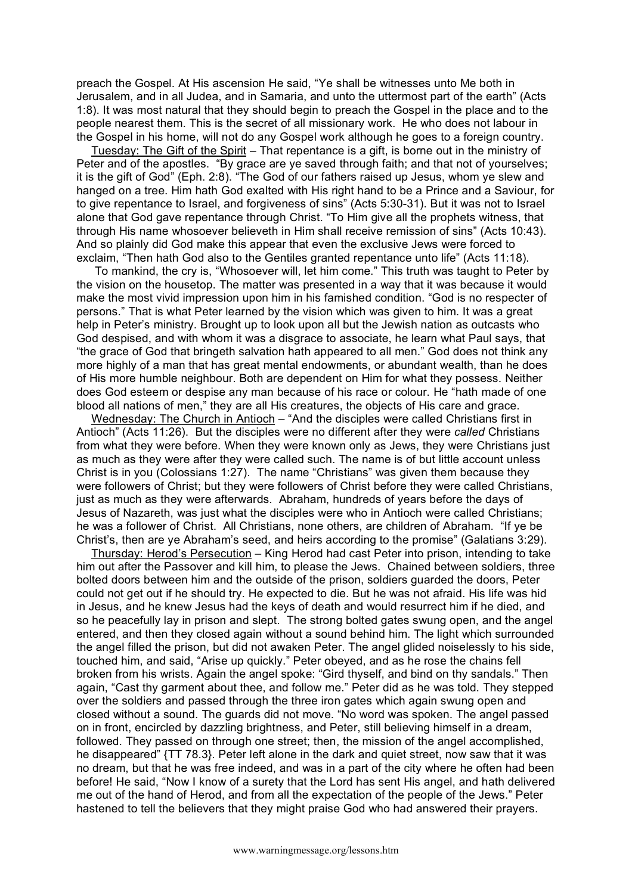preach the Gospel. At His ascension He said, "Ye shall be witnesses unto Me both in Jerusalem, and in all Judea, and in Samaria, and unto the uttermost part of the earth" (Acts 1:8). It was most natural that they should begin to preach the Gospel in the place and to the people nearest them. This is the secret of all missionary work. He who does not labour in the Gospel in his home, will not do any Gospel work although he goes to a foreign country.

Tuesday: The Gift of the Spirit – That repentance is a gift, is borne out in the ministry of Peter and of the apostles. "By grace are ye saved through faith; and that not of yourselves; it is the gift of God" (Eph. 2:8). "The God of our fathers raised up Jesus, whom ye slew and hanged on a tree. Him hath God exalted with His right hand to be a Prince and a Saviour, for to give repentance to Israel, and forgiveness of sins" (Acts 5:30-31). But it was not to Israel alone that God gave repentance through Christ. "To Him give all the prophets witness, that through His name whosoever believeth in Him shall receive remission of sins" (Acts 10:43). And so plainly did God make this appear that even the exclusive Jews were forced to exclaim, "Then hath God also to the Gentiles granted repentance unto life" (Acts 11:18).

To mankind, the cry is, "Whosoever will, let him come." This truth was taught to Peter by the vision on the housetop. The matter was presented in a way that it was because it would make the most vivid impression upon him in his famished condition. "God is no respecter of persons." That is what Peter learned by the vision which was given to him. It was a great help in Peter's ministry. Brought up to look upon all but the Jewish nation as outcasts who God despised, and with whom it was a disgrace to associate, he learn what Paul says, that "the grace of God that bringeth salvation hath appeared to all men." God does not think any more highly of a man that has great mental endowments, or abundant wealth, than he does of His more humble neighbour. Both are dependent on Him for what they possess. Neither does God esteem or despise any man because of his race or colour. He "hath made of one blood all nations of men," they are all His creatures, the objects of His care and grace.

Wednesday: The Church in Antioch – "And the disciples were called Christians first in Antioch" (Acts 11:26). But the disciples were no different after they were *called* Christians from what they were before. When they were known only as Jews, they were Christians just as much as they were after they were called such. The name is of but little account unless Christ is in you (Colossians 1:27). The name "Christians" was given them because they were followers of Christ; but they were followers of Christ before they were called Christians, just as much as they were afterwards. Abraham, hundreds of years before the days of Jesus of Nazareth, was just what the disciples were who in Antioch were called Christians; he was a follower of Christ. All Christians, none others, are children of Abraham. "If ye be Christ's, then are ye Abraham's seed, and heirs according to the promise" (Galatians 3:29).

Thursday: Herod's Persecution – King Herod had cast Peter into prison, intending to take him out after the Passover and kill him, to please the Jews. Chained between soldiers, three bolted doors between him and the outside of the prison, soldiers guarded the doors, Peter could not get out if he should try. He expected to die. But he was not afraid. His life was hid in Jesus, and he knew Jesus had the keys of death and would resurrect him if he died, and so he peacefully lay in prison and slept. The strong bolted gates swung open, and the angel entered, and then they closed again without a sound behind him. The light which surrounded the angel filled the prison, but did not awaken Peter. The angel glided noiselessly to his side, touched him, and said, "Arise up quickly." Peter obeyed, and as he rose the chains fell broken from his wrists. Again the angel spoke: "Gird thyself, and bind on thy sandals." Then again, "Cast thy garment about thee, and follow me." Peter did as he was told. They stepped over the soldiers and passed through the three iron gates which again swung open and closed without a sound. The guards did not move. "No word was spoken. The angel passed on in front, encircled by dazzling brightness, and Peter, still believing himself in a dream, followed. They passed on through one street; then, the mission of the angel accomplished, he disappeared" {TT 78.3}. Peter left alone in the dark and quiet street, now saw that it was no dream, but that he was free indeed, and was in a part of the city where he often had been before! He said, "Now I know of a surety that the Lord has sent His angel, and hath delivered me out of the hand of Herod, and from all the expectation of the people of the Jews." Peter hastened to tell the believers that they might praise God who had answered their prayers.

www.warningmessage.org/lessons.htm